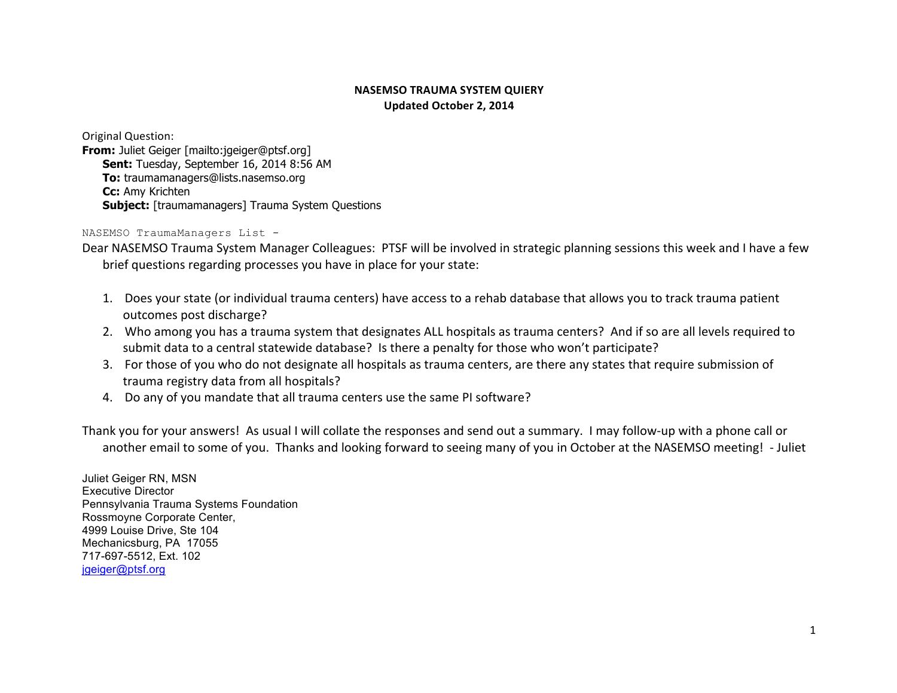# NASEMSO TRAUMA SYSTEM QUIERY

**Updated October 2, 2014**

Original Question:

**From:** Juliet Geiger [mailto:jgeiger@ptsf.org]
**Sent:** Tuesday, September 16, 2014 8:56 AM
**To:** traumamanagers@lists.nasemso.org
**Cc:** Amy Krichten
**Subject:** [traumamanagers] Trauma System Questions

NASEMSO TraumaManagers List -

Dear NASEMSO Trauma System Manager Colleagues: PTSF will be involved in strategic planning sessions this week and I have a few brief questions regarding processes you have in place for your state:

1. Does your state (or individual trauma centers) have access to a rehab database that allows you to track trauma patient outcomes post discharge?
2. Who among you has a trauma system that designates ALL hospitals as trauma centers? And if so are all levels required to submit data to a central statewide database? Is there a penalty for those who won't participate?
3. For those of you who do not designate all hospitals as trauma centers, are there any states that require submission of trauma registry data from all hospitals?
4. Do any of you mandate that all trauma centers use the same PI software?

Thank you for your answers! As usual I will collate the responses and send out a summary. I may follow-up with a phone call or another email to some of you. Thanks and looking forward to seeing many of you in October at the NASEMSO meeting! - Juliet

Juliet Geiger RN, MSN
Executive Director
Pennsylvania Trauma Systems Foundation
Rossmoyne Corporate Center,
4999 Louise Drive, Ste 104
Mechanicsburg, PA 17055
717-697-5512, Ext. 102
jgeiger@ptsf.org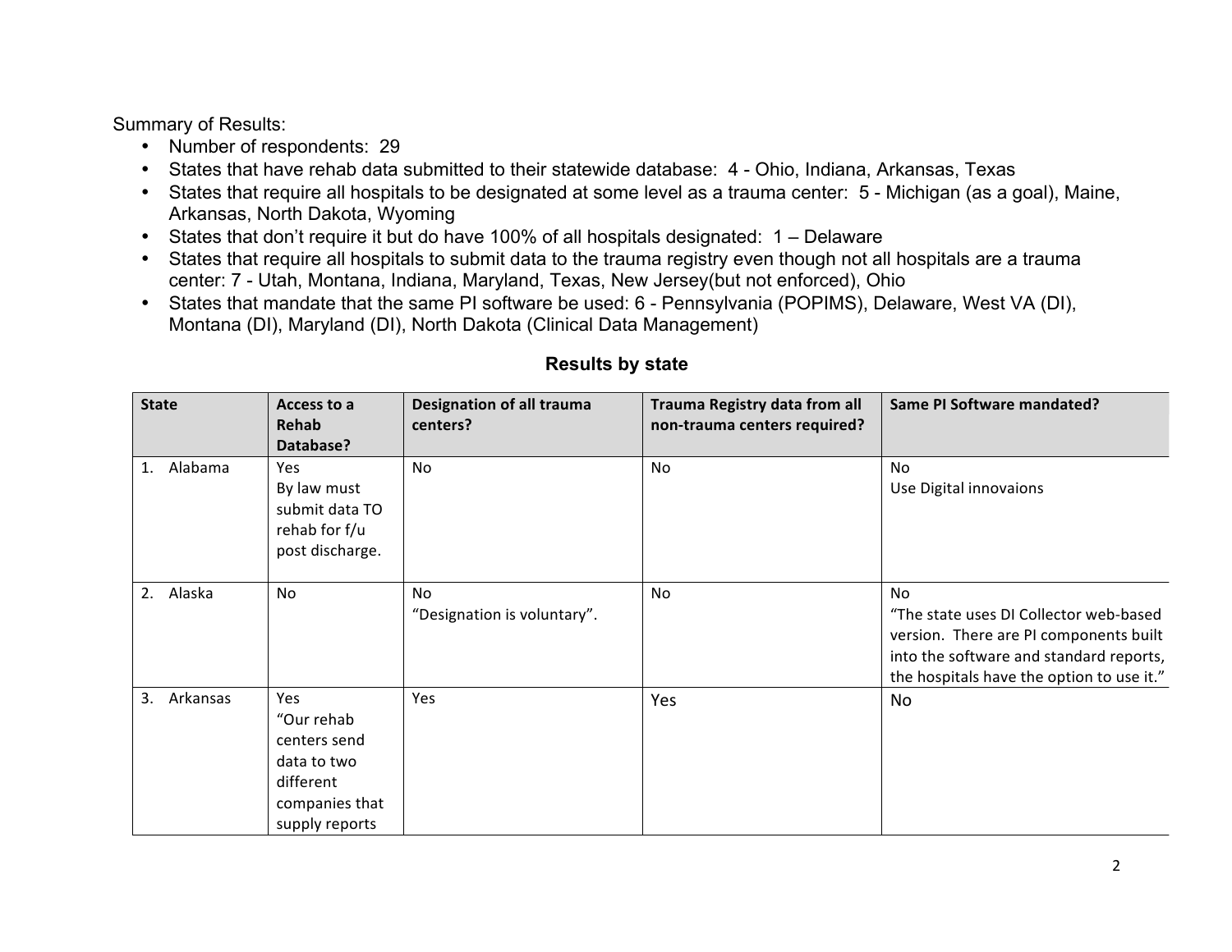Summary of Results:

- Number of respondents: 29
- States that have rehab data submitted to their statewide database: 4 - Ohio, Indiana, Arkansas, Texas
- States that require all hospitals to be designated at some level as a trauma center: 5 - Michigan (as a goal), Maine, Arkansas, North Dakota, Wyoming
- States that don't require it but do have 100% of all hospitals designated: 1 – Delaware
- States that require all hospitals to submit data to the trauma registry even though not all hospitals are a trauma center: 7 - Utah, Montana, Indiana, Maryland, Texas, New Jersey(but not enforced), Ohio
- States that mandate that the same PI software be used: 6 - Pennsylvania (POPIMS), Delaware, West VA (DI), Montana (DI), Maryland (DI), North Dakota (Clinical Data Management)

## Results by state

| State | Access to a Rehab Database? | Designation of all trauma centers? | Trauma Registry data from all non-trauma centers required? | Same PI Software mandated? |
|---|---|---|---|---|
| 1. Alabama | Yes<br>By law must submit data TO rehab for f/u post discharge. | No | No | No<br>Use Digital innovaions |
| 2. Alaska | No | No<br>"Designation is voluntary". | No | No<br>"The state uses DI Collector web-based version. There are PI components built into the software and standard reports, the hospitals have the option to use it." |
| 3. Arkansas | Yes<br>"Our rehab centers send data to two different companies that supply reports | Yes | Yes | No |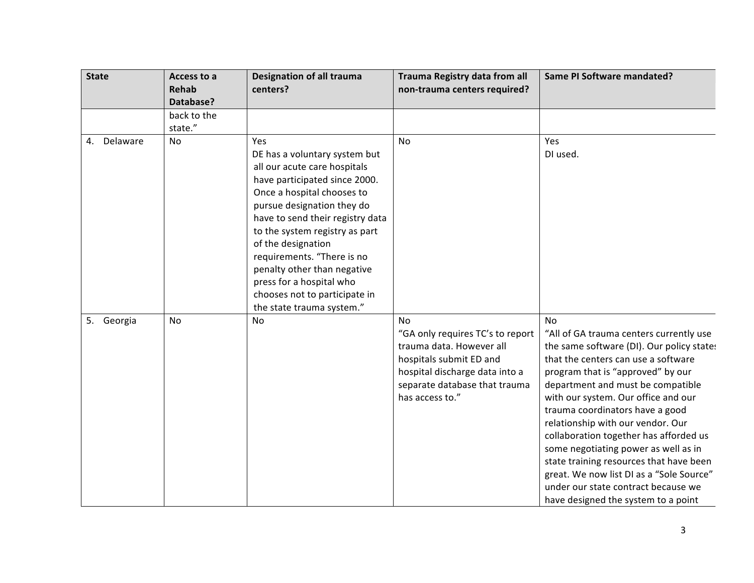| State | Access to a Rehab Database? | Designation of all trauma centers? | Trauma Registry data from all non-trauma centers required? | Same PI Software mandated? |
|---|---|---|---|---|
| | back to the state." | | | |
| 4. Delaware | No | Yes<br>DE has a voluntary system but all our acute care hospitals have participated since 2000. Once a hospital chooses to pursue designation they do have to send their registry data to the system registry as part of the designation requirements. "There is no penalty other than negative press for a hospital who chooses not to participate in the state trauma system." | No | Yes<br>DI used. |
| 5. Georgia | No | No | No<br>"GA only requires TC's to report trauma data. However all hospitals submit ED and hospital discharge data into a separate database that trauma has access to." | No<br>"All of GA trauma centers currently use the same software (DI). Our policy states that the centers can use a software program that is "approved" by our department and must be compatible with our system. Our office and our trauma coordinators have a good relationship with our vendor. Our collaboration together has afforded us some negotiating power as well as in state training resources that have been great. We now list DI as a "Sole Source" under our state contract because we have designed the system to a point |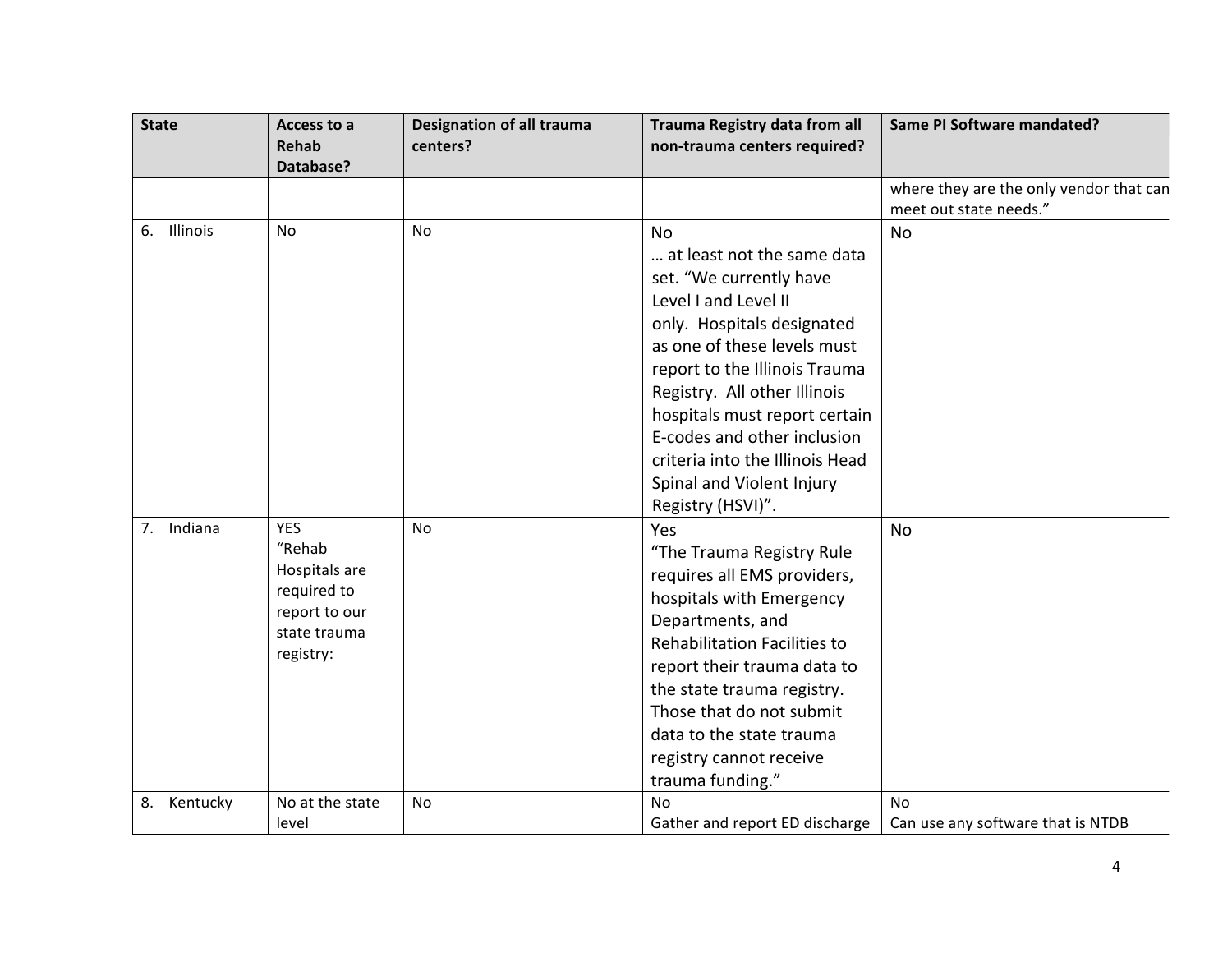| State | Access to a Rehab Database? | Designation of all trauma centers? | Trauma Registry data from all non-trauma centers required? | Same PI Software mandated? |
|---|---|---|---|---|
| | | | | where they are the only vendor that can meet out state needs." |
| 6. Illinois | No | No | No<br>… at least not the same data set. "We currently have Level I and Level II only. Hospitals designated as one of these levels must report to the Illinois Trauma Registry. All other Illinois hospitals must report certain E-codes and other inclusion criteria into the Illinois Head Spinal and Violent Injury Registry (HSVI)". | No |
| 7. Indiana | YES<br>"Rehab Hospitals are required to report to our state trauma registry: | No | Yes<br>"The Trauma Registry Rule requires all EMS providers, hospitals with Emergency Departments, and Rehabilitation Facilities to report their trauma data to the state trauma registry. Those that do not submit data to the state trauma registry cannot receive trauma funding." | No |
| 8. Kentucky | No at the state level | No | No<br>Gather and report ED discharge | No<br>Can use any software that is NTDB |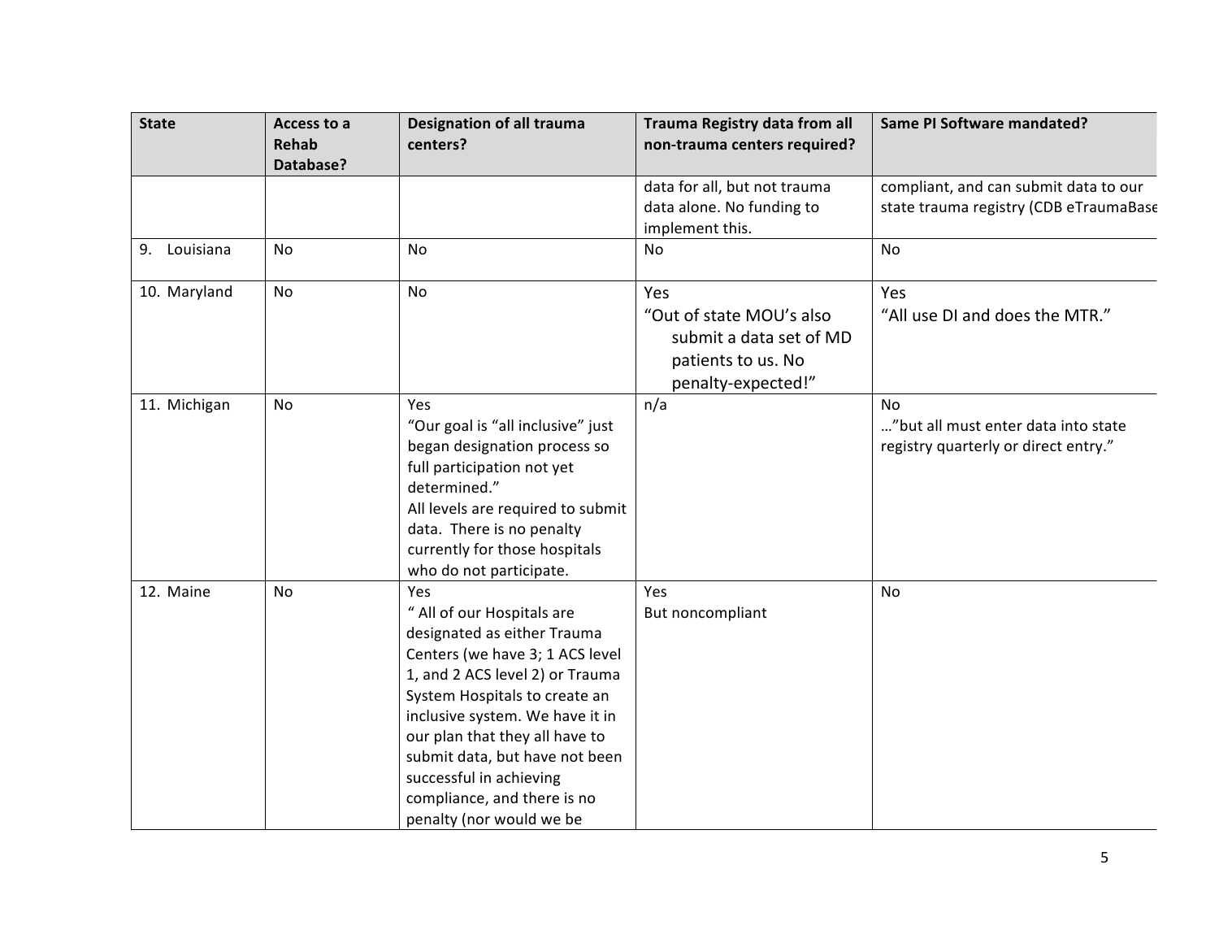| State | Access to a Rehab Database? | Designation of all trauma centers? | Trauma Registry data from all non-trauma centers required? | Same PI Software mandated? |
|---|---|---|---|---|
| | | | data for all, but not trauma data alone. No funding to implement this. | compliant, and can submit data to our state trauma registry (CDB eTraumaBase |
| 9. Louisiana | No | No | No | No |
| 10. Maryland | No | No | Yes<br>"Out of state MOU's also submit a data set of MD patients to us. No penalty-expected!" | Yes<br>"All use DI and does the MTR." |
| 11. Michigan | No | Yes<br>"Our goal is "all inclusive" just began designation process so full participation not yet determined."<br>All levels are required to submit data. There is no penalty currently for those hospitals who do not participate. | n/a | No<br>…"but all must enter data into state registry quarterly or direct entry." |
| 12. Maine | No | Yes<br>" All of our Hospitals are designated as either Trauma Centers (we have 3; 1 ACS level 1, and 2 ACS level 2) or Trauma System Hospitals to create an inclusive system. We have it in our plan that they all have to submit data, but have not been successful in achieving compliance, and there is no penalty (nor would we be | Yes<br>But noncompliant | No |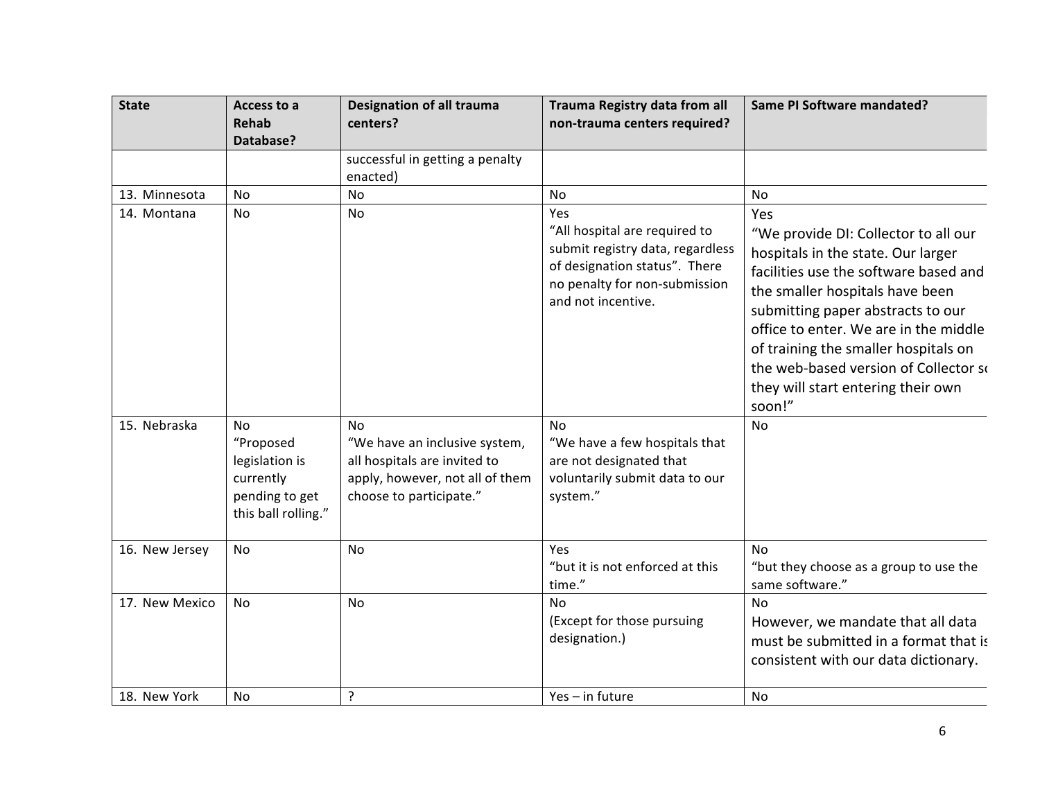| State | Access to a Rehab Database? | Designation of all trauma centers? | Trauma Registry data from all non-trauma centers required? | Same PI Software mandated? |
|---|---|---|---|---|
| | | successful in getting a penalty enacted) | | |
| 13. Minnesota | No | No | No | No |
| 14. Montana | No | No | Yes "All hospital are required to submit registry data, regardless of designation status". There no penalty for non-submission and not incentive. | Yes "We provide DI: Collector to all our hospitals in the state. Our larger facilities use the software based and the smaller hospitals have been submitting paper abstracts to our office to enter. We are in the middle of training the smaller hospitals on the web-based version of Collector so they will start entering their own soon!" |
| 15. Nebraska | No "Proposed legislation is currently pending to get this ball rolling." | No "We have an inclusive system, all hospitals are invited to apply, however, not all of them choose to participate." | No "We have a few hospitals that are not designated that voluntarily submit data to our system." | No |
| 16. New Jersey | No | No | Yes "but it is not enforced at this time." | No "but they choose as a group to use the same software." |
| 17. New Mexico | No | No | No (Except for those pursuing designation.) | No However, we mandate that all data must be submitted in a format that is consistent with our data dictionary. |
| 18. New York | No | ? | Yes – in future | No |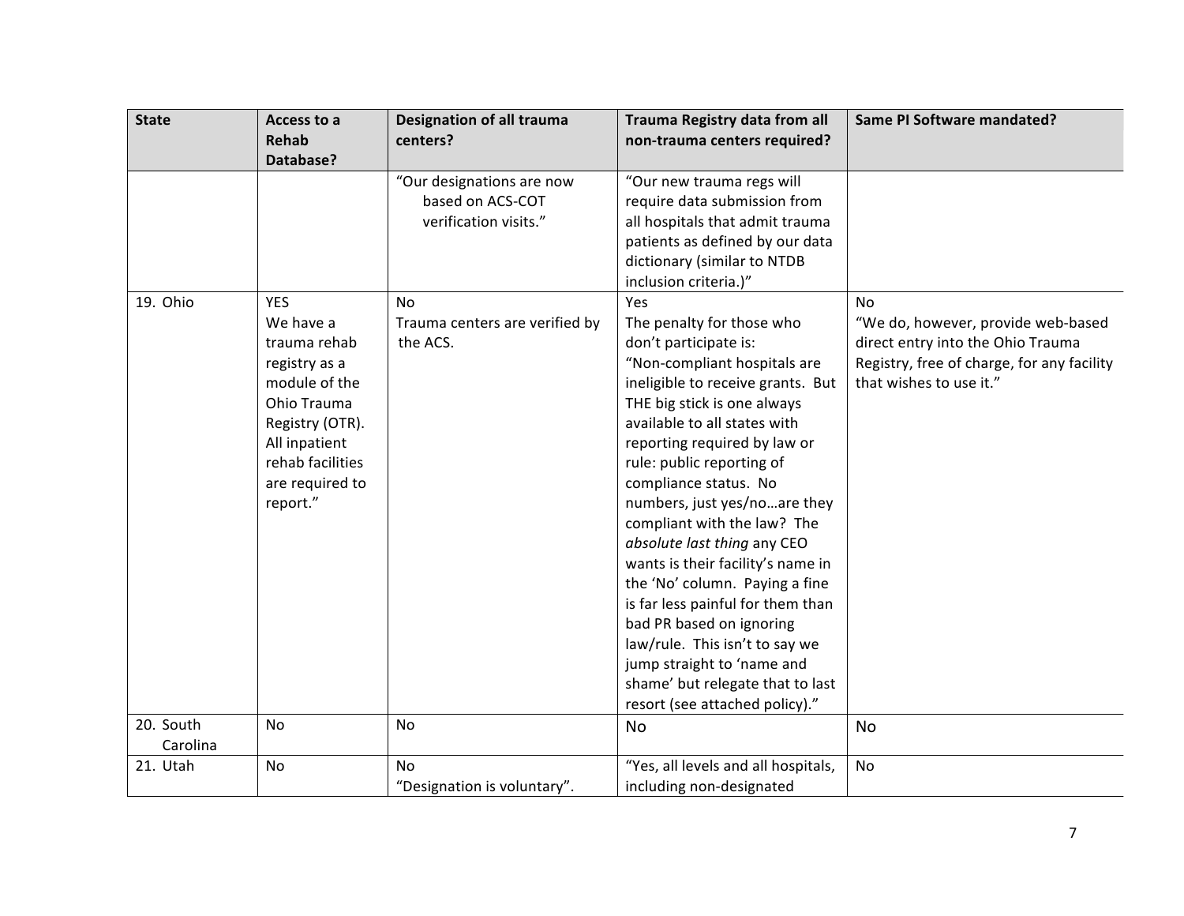| State | Access to a Rehab Database? | Designation of all trauma centers? | Trauma Registry data from all non-trauma centers required? | Same PI Software mandated? |
|---|---|---|---|---|
| | | "Our designations are now based on ACS-COT verification visits." | "Our new trauma regs will require data submission from all hospitals that admit trauma patients as defined by our data dictionary (similar to NTDB inclusion criteria.)" | |
| 19. Ohio | YES<br>We have a trauma rehab registry as a module of the Ohio Trauma Registry (OTR). All inpatient rehab facilities are required to report." | No<br>Trauma centers are verified by the ACS. | Yes<br>The penalty for those who don't participate is:<br>"Non-compliant hospitals are ineligible to receive grants. But THE big stick is one always available to all states with reporting required by law or rule: public reporting of compliance status. No numbers, just yes/no…are they compliant with the law? The *absolute last thing* any CEO wants is their facility's name in the 'No' column. Paying a fine is far less painful for them than bad PR based on ignoring law/rule. This isn't to say we jump straight to 'name and shame' but relegate that to last resort (see attached policy)." | No<br>"We do, however, provide web-based direct entry into the Ohio Trauma Registry, free of charge, for any facility that wishes to use it." |
| 20. South Carolina | No | No | No | No |
| 21. Utah | No | No<br>"Designation is voluntary". | "Yes, all levels and all hospitals, including non-designated | No |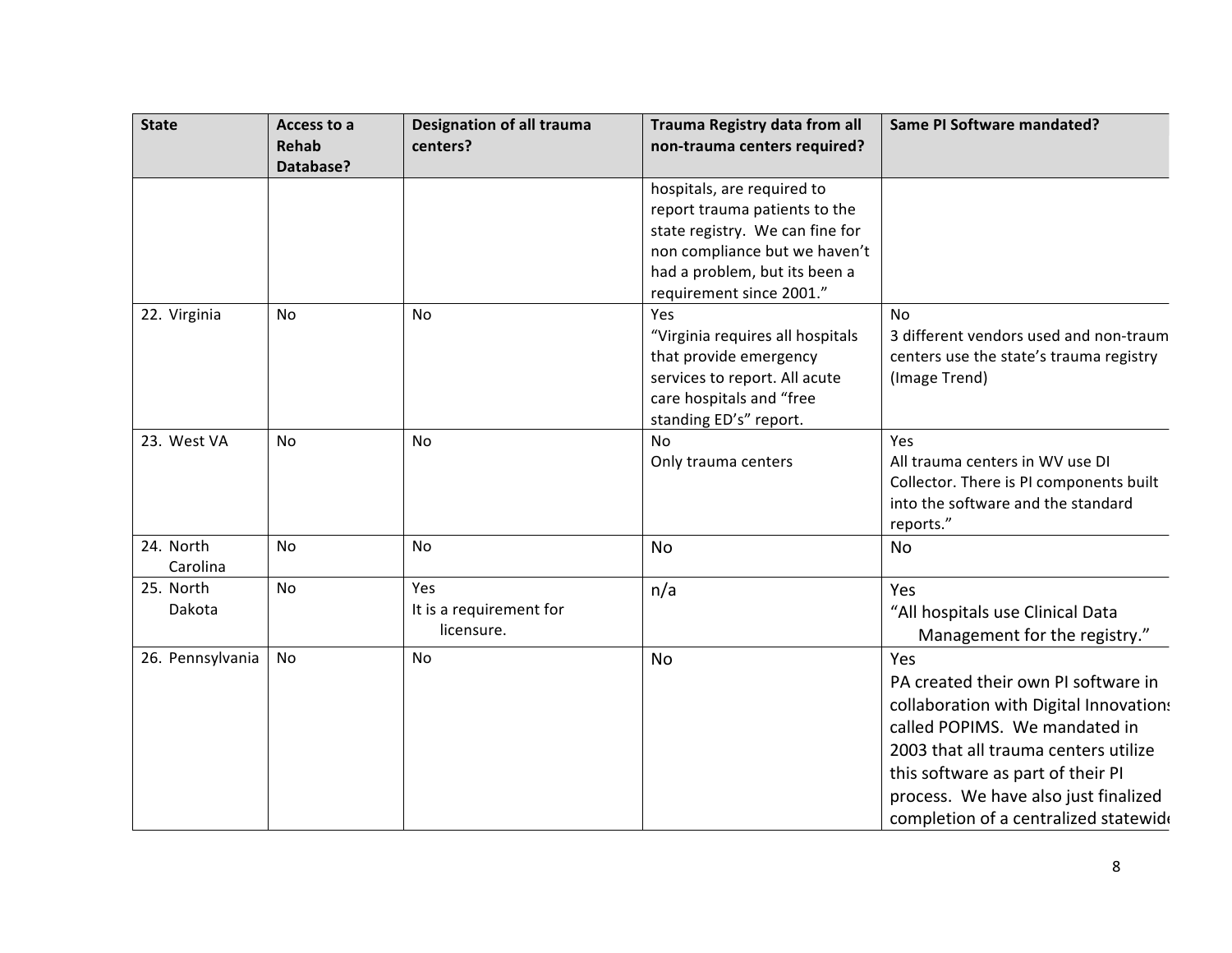| State | Access to a Rehab Database? | Designation of all trauma centers? | Trauma Registry data from all non-trauma centers required? | Same PI Software mandated? |
|---|---|---|---|---|
| | | | hospitals, are required to report trauma patients to the state registry. We can fine for non compliance but we haven't had a problem, but its been a requirement since 2001." | |
| 22. Virginia | No | No | Yes<br>"Virginia requires all hospitals that provide emergency services to report. All acute care hospitals and "free standing ED's" report. | No<br>3 different vendors used and non-traum centers use the state's trauma registry (Image Trend) |
| 23. West VA | No | No | No<br>Only trauma centers | Yes<br>All trauma centers in WV use DI Collector. There is PI components built into the software and the standard reports." |
| 24. North Carolina | No | No | No | No |
| 25. North Dakota | No | Yes<br>It is a requirement for licensure. | n/a | Yes<br>"All hospitals use Clinical Data Management for the registry." |
| 26. Pennsylvania | No | No | No | Yes<br>PA created their own PI software in collaboration with Digital Innovations called POPIMS. We mandated in 2003 that all trauma centers utilize this software as part of their PI process. We have also just finalized completion of a centralized statewide |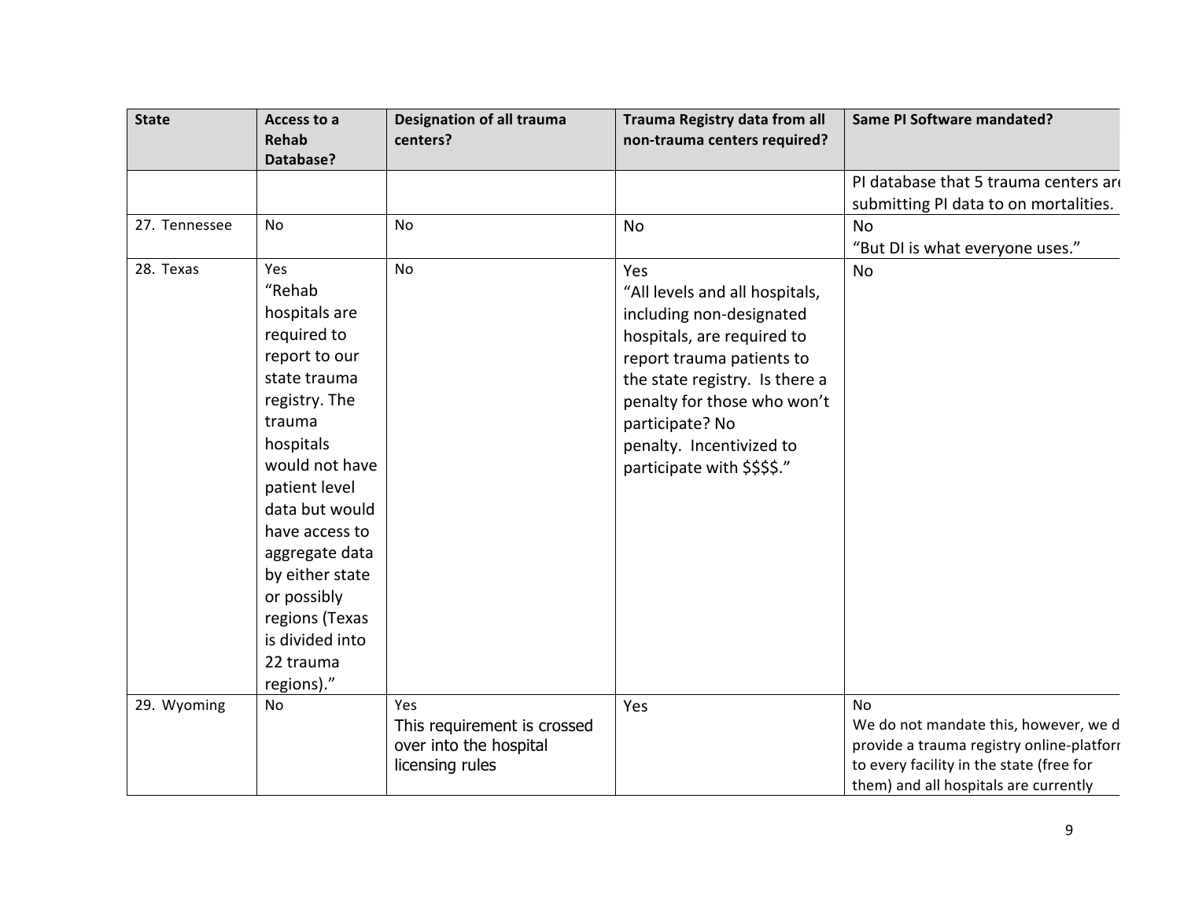| State | Access to a Rehab Database? | Designation of all trauma centers? | Trauma Registry data from all non-trauma centers required? | Same PI Software mandated? |
|---|---|---|---|---|
| | | | | PI database that 5 trauma centers are submitting PI data to on mortalities. |
| 27. Tennessee | No | No | No | No<br>"But DI is what everyone uses." |
| 28. Texas | Yes<br>"Rehab hospitals are required to report to our state trauma registry. The trauma hospitals would not have patient level data but would have access to aggregate data by either state or possibly regions (Texas is divided into 22 trauma regions)." | No | Yes<br>"All levels and all hospitals, including non-designated hospitals, are required to report trauma patients to the state registry. Is there a penalty for those who won't participate? No penalty. Incentivized to participate with $$$$." | No |
| 29. Wyoming | No | Yes<br>This requirement is crossed over into the hospital licensing rules | Yes | No<br>We do not mandate this, however, we d provide a trauma registry online-platforr to every facility in the state (free for them) and all hospitals are currently |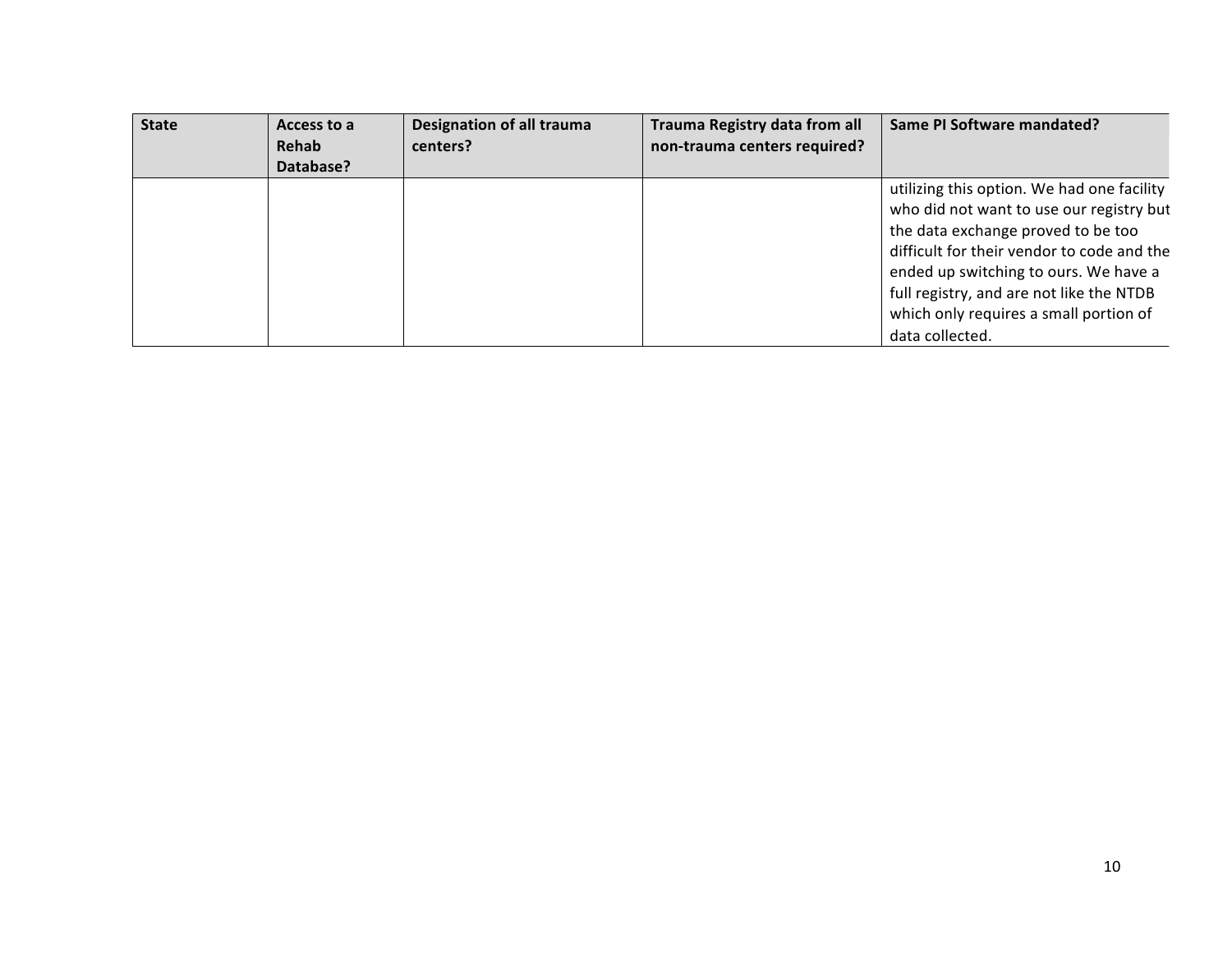| State | Access to a Rehab Database? | Designation of all trauma centers? | Trauma Registry data from all non-trauma centers required? | Same PI Software mandated? |
|---|---|---|---|---|
| | | | | utilizing this option. We had one facility who did not want to use our registry but the data exchange proved to be too difficult for their vendor to code and the ended up switching to ours. We have a full registry, and are not like the NTDB which only requires a small portion of data collected. |